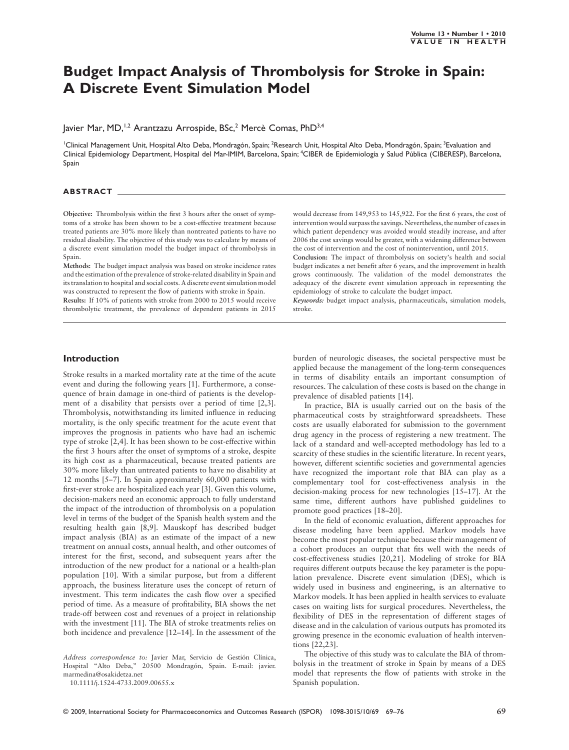# Budget Impact Analysis of Thrombolysis for Stroke in Spain: A Discrete Event Simulation Model

Javier Mar, MD,[1,2] Arantzazu Arrospide, BSc,[2] Mercè Comas, PhD[3,4]

[1]Clinical Management Unit, Hospital Alto Deba, Mondragón, Spain; [2]Research Unit, Hospital Alto Deba, Mondragón, Spain; [3]Evaluation and Clinical Epidemiology Department, Hospital del Mar-IMIM, Barcelona, Spain; [4]CIBER de Epidemiología y Salud Pública (CIBERESP), Barcelona, Spain

## ABSTRACT

**Objective:** Thrombolysis within the first 3 hours after the onset of symptoms of a stroke has been shown to be a cost-effective treatment because treated patients are 30% more likely than nontreated patients to have no residual disability. The objective of this study was to calculate by means of a discrete event simulation model the budget impact of thrombolysis in Spain.

**Methods:** The budget impact analysis was based on stroke incidence rates and the estimation of the prevalence of stroke-related disability in Spain and its translation to hospital and social costs. A discrete event simulation model was constructed to represent the flow of patients with stroke in Spain.

**Results:** If 10% of patients with stroke from 2000 to 2015 would receive thrombolytic treatment, the prevalence of dependent patients in 2015 would decrease from 149,953 to 145,922. For the first 6 years, the cost of intervention would surpass the savings. Nevertheless, the number of cases in which patient dependency was avoided would steadily increase, and after 2006 the cost savings would be greater, with a widening difference between the cost of intervention and the cost of nonintervention, until 2015.

**Conclusion:** The impact of thrombolysis on society's health and social budget indicates a net benefit after 6 years, and the improvement in health grows continuously. The validation of the model demonstrates the adequacy of the discrete event simulation approach in representing the epidemiology of stroke to calculate the budget impact.

*Keywords:* budget impact analysis, pharmaceuticals, simulation models, stroke.

## Introduction

Stroke results in a marked mortality rate at the time of the acute event and during the following years [1]. Furthermore, a consequence of brain damage in one-third of patients is the development of a disability that persists over a period of time [2,3]. Thrombolysis, notwithstanding its limited influence in reducing mortality, is the only specific treatment for the acute event that improves the prognosis in patients who have had an ischemic type of stroke [2,4]. It has been shown to be cost-effective within the first 3 hours after the onset of symptoms of a stroke, despite its high cost as a pharmaceutical, because treated patients are 30% more likely than untreated patients to have no disability at 12 months [5–7]. In Spain approximately 60,000 patients with first-ever stroke are hospitalized each year [3]. Given this volume, decision-makers need an economic approach to fully understand the impact of the introduction of thrombolysis on a population level in terms of the budget of the Spanish health system and the resulting health gain [8,9]. Mauskopf has described budget impact analysis (BIA) as an estimate of the impact of a new treatment on annual costs, annual health, and other outcomes of interest for the first, second, and subsequent years after the introduction of the new product for a national or a health-plan population [10]. With a similar purpose, but from a different approach, the business literature uses the concept of return of investment. This term indicates the cash flow over a specified period of time. As a measure of profitability, BIA shows the net trade-off between cost and revenues of a project in relationship with the investment [11]. The BIA of stroke treatments relies on both incidence and prevalence [12–14]. In the assessment of the burden of neurologic diseases, the societal perspective must be applied because the management of the long-term consequences in terms of disability entails an important consumption of resources. The calculation of these costs is based on the change in prevalence of disabled patients [14].

In practice, BIA is usually carried out on the basis of the pharmaceutical costs by straightforward spreadsheets. These costs are usually elaborated for submission to the government drug agency in the process of registering a new treatment. The lack of a standard and well-accepted methodology has led to a scarcity of these studies in the scientific literature. In recent years, however, different scientific societies and governmental agencies have recognized the important role that BIA can play as a complementary tool for cost-effectiveness analysis in the decision-making process for new technologies [15–17]. At the same time, different authors have published guidelines to promote good practices [18–20].

In the field of economic evaluation, different approaches for disease modeling have been applied. Markov models have become the most popular technique because their management of a cohort produces an output that fits well with the needs of cost-effectiveness studies [20,21]. Modeling of stroke for BIA requires different outputs because the key parameter is the population prevalence. Discrete event simulation (DES), which is widely used in business and engineering, is an alternative to Markov models. It has been applied in health services to evaluate cases on waiting lists for surgical procedures. Nevertheless, the flexibility of DES in the representation of different stages of disease and in the calculation of various outputs has promoted its growing presence in the economic evaluation of health interventions [22,23].

The objective of this study was to calculate the BIA of thrombolysis in the treatment of stroke in Spain by means of a DES model that represents the flow of patients with stroke in the Spanish population.

*Address correspondence to:* Javier Mar, Servicio de Gestión Clínica, Hospital "Alto Deba," 20500 Mondragón, Spain. E-mail: javier.marmedina@osakidetza.net

10.1111/j.1524-4733.2009.00655.x

© 2009, International Society for Pharmacoeconomics and Outcomes Research (ISPOR) 1098-3015/10/69 69–76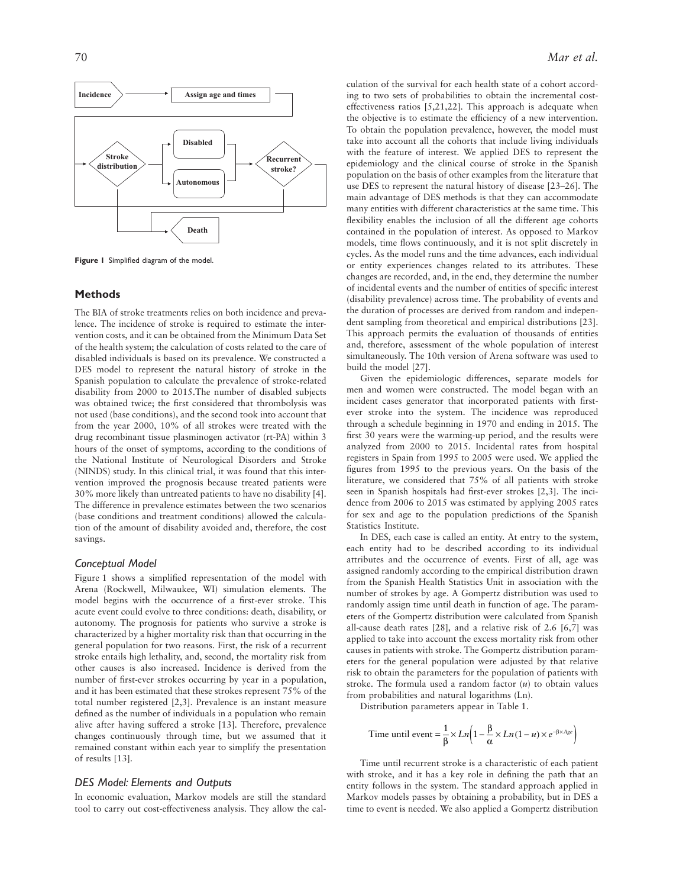Figure 1 Simplified diagram of the model.

## Methods

The BIA of stroke treatments relies on both incidence and prevalence. The incidence of stroke is required to estimate the intervention costs, and it can be obtained from the Minimum Data Set of the health system; the calculation of costs related to the care of disabled individuals is based on its prevalence. We constructed a DES model to represent the natural history of stroke in the Spanish population to calculate the prevalence of stroke-related disability from 2000 to 2015.The number of disabled subjects was obtained twice; the first considered that thrombolysis was not used (base conditions), and the second took into account that from the year 2000, 10% of all strokes were treated with the drug recombinant tissue plasminogen activator (rt-PA) within 3 hours of the onset of symptoms, according to the conditions of the National Institute of Neurological Disorders and Stroke (NINDS) study. In this clinical trial, it was found that this intervention improved the prognosis because treated patients were 30% more likely than untreated patients to have no disability [4]. The difference in prevalence estimates between the two scenarios (base conditions and treatment conditions) allowed the calculation of the amount of disability avoided and, therefore, the cost savings.

### Conceptual Model

Figure 1 shows a simplified representation of the model with Arena (Rockwell, Milwaukee, WI) simulation elements. The model begins with the occurrence of a first-ever stroke. This acute event could evolve to three conditions: death, disability, or autonomy. The prognosis for patients who survive a stroke is characterized by a higher mortality risk than that occurring in the general population for two reasons. First, the risk of a recurrent stroke entails high lethality, and, second, the mortality risk from other causes is also increased. Incidence is derived from the number of first-ever strokes occurring by year in a population, and it has been estimated that these strokes represent 75% of the total number registered [2,3]. Prevalence is an instant measure defined as the number of individuals in a population who remain alive after having suffered a stroke [13]. Therefore, prevalence changes continuously through time, but we assumed that it remained constant within each year to simplify the presentation of results [13].

### DES Model: Elements and Outputs

In economic evaluation, Markov models are still the standard tool to carry out cost-effectiveness analysis. They allow the calculation of the survival for each health state of a cohort according to two sets of probabilities to obtain the incremental cost-effectiveness ratios [5,21,22]. This approach is adequate when the objective is to estimate the efficiency of a new intervention. To obtain the population prevalence, however, the model must take into account all the cohorts that include living individuals with the feature of interest. We applied DES to represent the epidemiology and the clinical course of stroke in the Spanish population on the basis of other examples from the literature that use DES to represent the natural history of disease [23–26]. The main advantage of DES methods is that they can accommodate many entities with different characteristics at the same time. This flexibility enables the inclusion of all the different age cohorts contained in the population of interest. As opposed to Markov models, time flows continuously, and it is not split discretely in cycles. As the model runs and the time advances, each individual or entity experiences changes related to its attributes. These changes are recorded, and, in the end, they determine the number of incidental events and the number of entities of specific interest (disability prevalence) across time. The probability of events and the duration of processes are derived from random and independent sampling from theoretical and empirical distributions [23]. This approach permits the evaluation of thousands of entities and, therefore, assessment of the whole population of interest simultaneously. The 10th version of Arena software was used to build the model [27].

Given the epidemiologic differences, separate models for men and women were constructed. The model began with an incident cases generator that incorporated patients with first-ever stroke into the system. The incidence was reproduced through a schedule beginning in 1970 and ending in 2015. The first 30 years were the warming-up period, and the results were analyzed from 2000 to 2015. Incidental rates from hospital registers in Spain from 1995 to 2005 were used. We applied the figures from 1995 to the previous years. On the basis of the literature, we considered that 75% of all patients with stroke seen in Spanish hospitals had first-ever strokes [2,3]. The incidence from 2006 to 2015 was estimated by applying 2005 rates for sex and age to the population predictions of the Spanish Statistics Institute.

In DES, each case is called an entity. At entry to the system, each entity had to be described according to its individual attributes and the occurrence of events. First of all, age was assigned randomly according to the empirical distribution drawn from the Spanish Health Statistics Unit in association with the number of strokes by age. A Gompertz distribution was used to randomly assign time until death in function of age. The parameters of the Gompertz distribution were calculated from Spanish all-cause death rates [28], and a relative risk of 2.6 [6,7] was applied to take into account the excess mortality risk from other causes in patients with stroke. The Gompertz distribution parameters for the general population were adjusted by that relative risk to obtain the parameters for the population of patients with stroke. The formula used a random factor ($u$) to obtain values from probabilities and natural logarithms (Ln).

Distribution parameters appear in Table 1.

$$\text{Time until event} = \frac{1}{\beta} \times Ln\left(1 - \frac{\beta}{\alpha} \times Ln(1-u) \times e^{-\beta \times Age}\right)$$

Time until recurrent stroke is a characteristic of each patient with stroke, and it has a key role in defining the path that an entity follows in the system. The standard approach applied in Markov models passes by obtaining a probability, but in DES a time to event is needed. We also applied a Gompertz distribution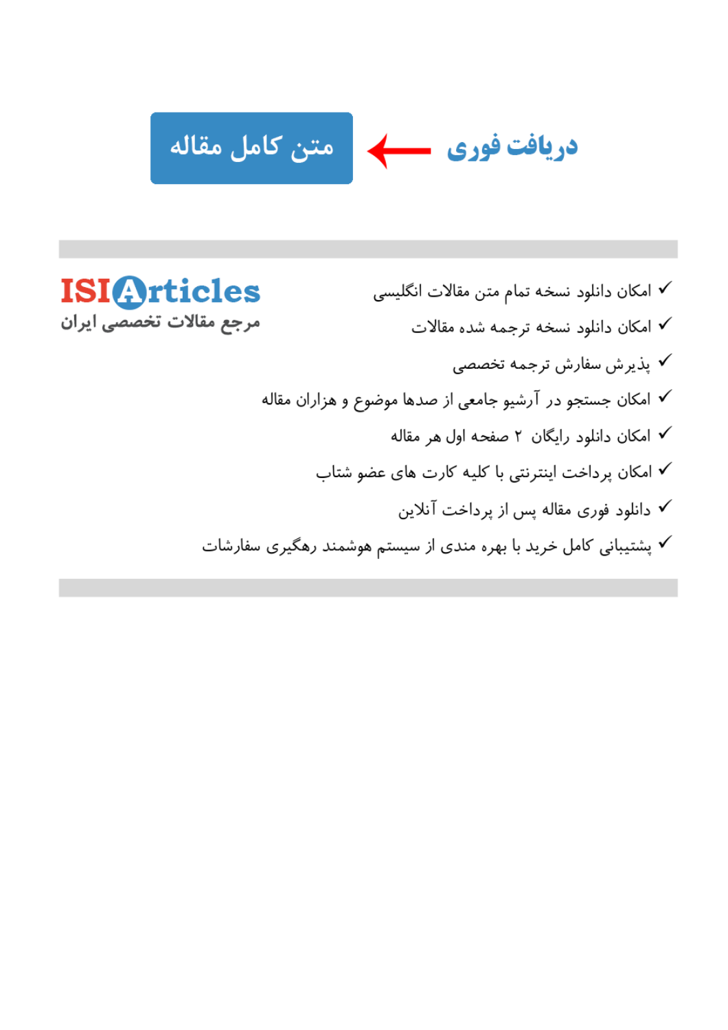دریافت فوری ← **متن کامل مقاله**

**ISIArticles**
مرجع مقالات تخصصی ایران

- ✓ امکان دانلود نسخه تمام متن مقالات انگلیسی
- ✓ امکان دانلود نسخه ترجمه شده مقالات
- ✓ پذیرش سفارش ترجمه تخصصی
- ✓ امکان جستجو در آرشیو جامعی از صدها موضوع و هزاران مقاله
- ✓ امکان دانلود رایگان ۲ صفحه اول هر مقاله
- ✓ امکان پرداخت اینترنتی با کلیه کارت های عضو شتاب
- ✓ دانلود فوری مقاله پس از پرداخت آنلاین
- ✓ پشتیبانی کامل خرید با بهره مندی از سیستم هوشمند رهگیری سفارشات